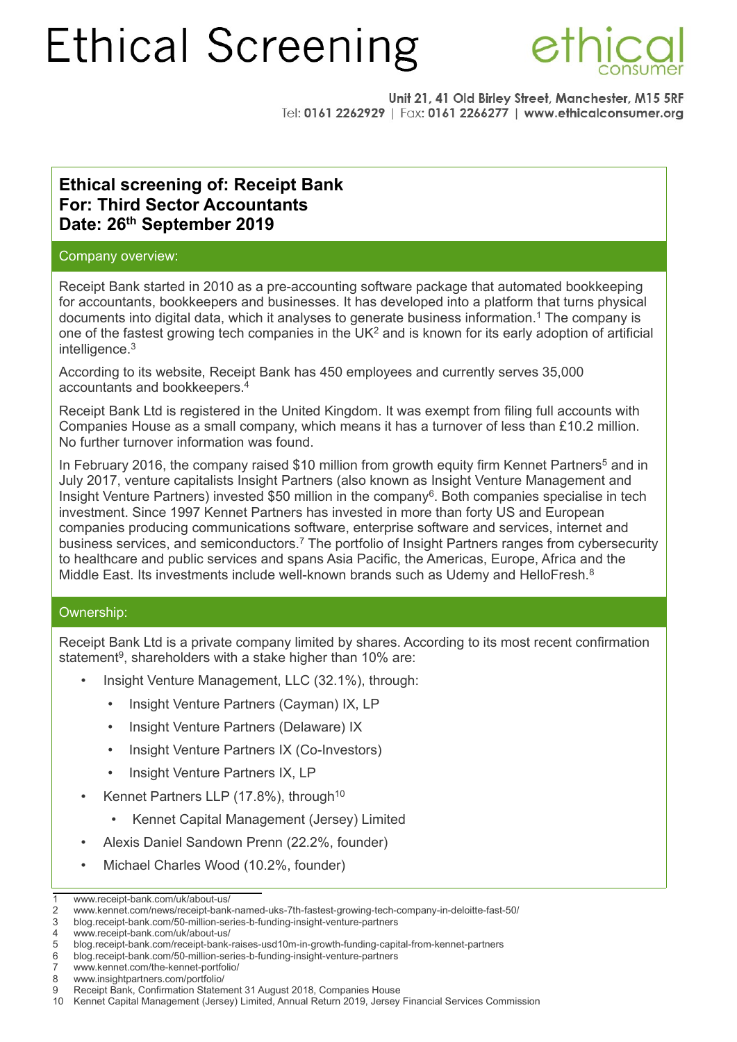# Ethical Screening

ethical consumer

**Unit 21, 41 Old Birley Street, Manchester, M15 5RF**
Tel: **0161 2262929** | Fax: **0161 2266277** | **www.ethicalconsumer.org**

**Ethical screening of: Receipt Bank**
**For: Third Sector Accountants**
**Date: 26th September 2019**

## Company overview:

Receipt Bank started in 2010 as a pre-accounting software package that automated bookkeeping for accountants, bookkeepers and businesses. It has developed into a platform that turns physical documents into digital data, which it analyses to generate business information.[1] The company is one of the fastest growing tech companies in the UK[2] and is known for its early adoption of artificial intelligence.[3]

According to its website, Receipt Bank has 450 employees and currently serves 35,000 accountants and bookkeepers.[4]

Receipt Bank Ltd is registered in the United Kingdom. It was exempt from filing full accounts with Companies House as a small company, which means it has a turnover of less than £10.2 million. No further turnover information was found.

In February 2016, the company raised $10 million from growth equity firm Kennet Partners[5] and in July 2017, venture capitalists Insight Partners (also known as Insight Venture Management and Insight Venture Partners) invested $50 million in the company[6]. Both companies specialise in tech investment. Since 1997 Kennet Partners has invested in more than forty US and European companies producing communications software, enterprise software and services, internet and business services, and semiconductors.[7] The portfolio of Insight Partners ranges from cybersecurity to healthcare and public services and spans Asia Pacific, the Americas, Europe, Africa and the Middle East. Its investments include well-known brands such as Udemy and HelloFresh.[8]

## Ownership:

Receipt Bank Ltd is a private company limited by shares. According to its most recent confirmation statement[9], shareholders with a stake higher than 10% are:

- Insight Venture Management, LLC (32.1%), through:
  - Insight Venture Partners (Cayman) IX, LP
  - Insight Venture Partners (Delaware) IX
  - Insight Venture Partners IX (Co-Investors)
  - Insight Venture Partners IX, LP
- Kennet Partners LLP (17.8%), through[10]
  - Kennet Capital Management (Jersey) Limited
- Alexis Daniel Sandown Prenn (22.2%, founder)
- Michael Charles Wood (10.2%, founder)

---

1 www.receipt-bank.com/uk/about-us/
2 www.kennet.com/news/receipt-bank-named-uks-7th-fastest-growing-tech-company-in-deloitte-fast-50/
3 blog.receipt-bank.com/50-million-series-b-funding-insight-venture-partners
4 www.receipt-bank.com/uk/about-us/
5 blog.receipt-bank.com/receipt-bank-raises-usd10m-in-growth-funding-capital-from-kennet-partners
6 blog.receipt-bank.com/50-million-series-b-funding-insight-venture-partners
7 www.kennet.com/the-kennet-portfolio/
8 www.insightpartners.com/portfolio/
9 Receipt Bank, Confirmation Statement 31 August 2018, Companies House
10 Kennet Capital Management (Jersey) Limited, Annual Return 2019, Jersey Financial Services Commission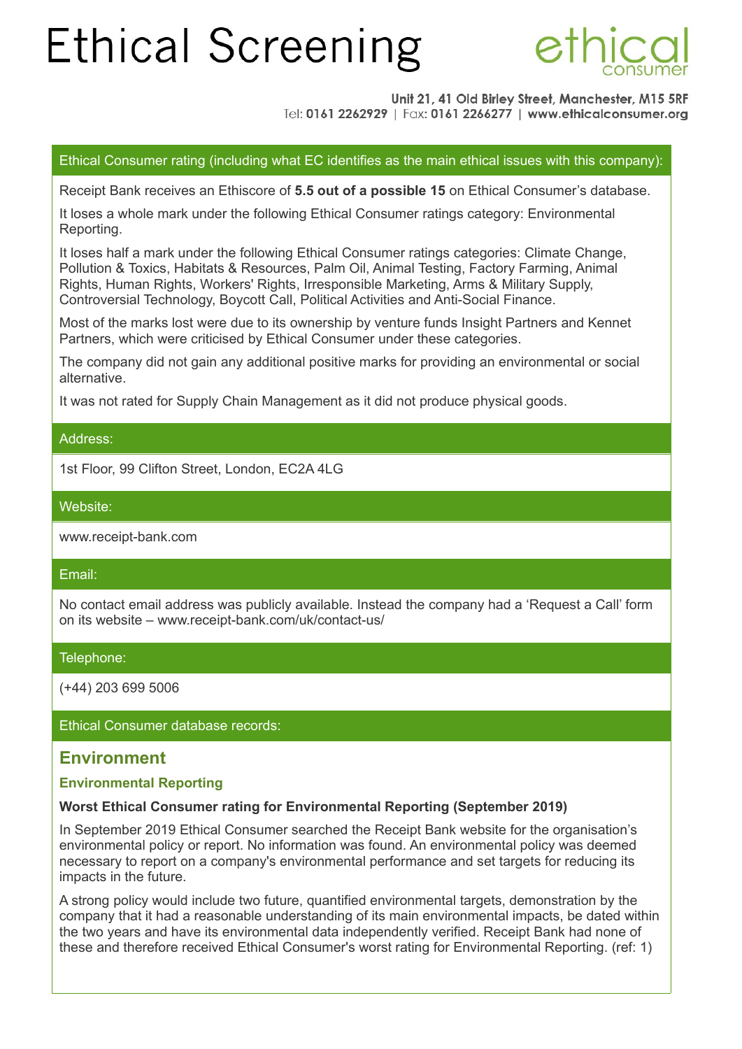# Ethical Screening

ethical consumer

**Unit 21, 41 Old Birley Street, Manchester, M15 5RF**
Tel: **0161 2262929** | Fax: **0161 2266277** | **www.ethicalconsumer.org**

## Ethical Consumer rating (including what EC identifies as the main ethical issues with this company):

Receipt Bank receives an Ethiscore of **5.5 out of a possible 15** on Ethical Consumer's database.

It loses a whole mark under the following Ethical Consumer ratings category: Environmental Reporting.

It loses half a mark under the following Ethical Consumer ratings categories: Climate Change, Pollution & Toxics, Habitats & Resources, Palm Oil, Animal Testing, Factory Farming, Animal Rights, Human Rights, Workers' Rights, Irresponsible Marketing, Arms & Military Supply, Controversial Technology, Boycott Call, Political Activities and Anti-Social Finance.

Most of the marks lost were due to its ownership by venture funds Insight Partners and Kennet Partners, which were criticised by Ethical Consumer under these categories.

The company did not gain any additional positive marks for providing an environmental or social alternative.

It was not rated for Supply Chain Management as it did not produce physical goods.

## Address:

1st Floor, 99 Clifton Street, London, EC2A 4LG

## Website:

www.receipt-bank.com

## Email:

No contact email address was publicly available. Instead the company had a 'Request a Call' form on its website – www.receipt-bank.com/uk/contact-us/

## Telephone:

(+44) 203 699 5006

## Ethical Consumer database records:

## Environment

### Environmental Reporting

**Worst Ethical Consumer rating for Environmental Reporting (September 2019)**

In September 2019 Ethical Consumer searched the Receipt Bank website for the organisation's environmental policy or report. No information was found. An environmental policy was deemed necessary to report on a company's environmental performance and set targets for reducing its impacts in the future.

A strong policy would include two future, quantified environmental targets, demonstration by the company that it had a reasonable understanding of its main environmental impacts, be dated within the two years and have its environmental data independently verified. Receipt Bank had none of these and therefore received Ethical Consumer's worst rating for Environmental Reporting. (ref: 1)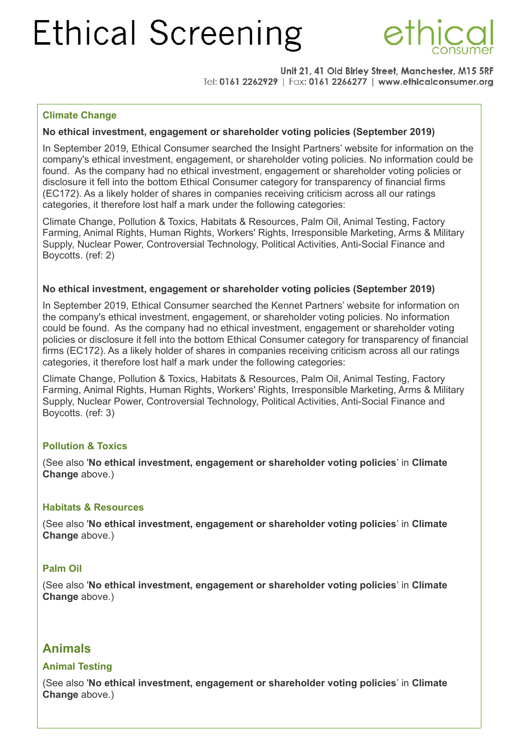### Climate Change

**No ethical investment, engagement or shareholder voting policies (September 2019)**

In September 2019, Ethical Consumer searched the Insight Partners' website for information on the company's ethical investment, engagement, or shareholder voting policies. No information could be found. As the company had no ethical investment, engagement or shareholder voting policies or disclosure it fell into the bottom Ethical Consumer category for transparency of financial firms (EC172). As a likely holder of shares in companies receiving criticism across all our ratings categories, it therefore lost half a mark under the following categories:

Climate Change, Pollution & Toxics, Habitats & Resources, Palm Oil, Animal Testing, Factory Farming, Animal Rights, Human Rights, Workers' Rights, Irresponsible Marketing, Arms & Military Supply, Nuclear Power, Controversial Technology, Political Activities, Anti-Social Finance and Boycotts. (ref: 2)

**No ethical investment, engagement or shareholder voting policies (September 2019)**

In September 2019, Ethical Consumer searched the Kennet Partners' website for information on the company's ethical investment, engagement, or shareholder voting policies. No information could be found. As the company had no ethical investment, engagement or shareholder voting policies or disclosure it fell into the bottom Ethical Consumer category for transparency of financial firms (EC172). As a likely holder of shares in companies receiving criticism across all our ratings categories, it therefore lost half a mark under the following categories:

Climate Change, Pollution & Toxics, Habitats & Resources, Palm Oil, Animal Testing, Factory Farming, Animal Rights, Human Rights, Workers' Rights, Irresponsible Marketing, Arms & Military Supply, Nuclear Power, Controversial Technology, Political Activities, Anti-Social Finance and Boycotts. (ref: 3)

### Pollution & Toxics

(See also '**No ethical investment, engagement or shareholder voting policies**' in **Climate Change** above.)

### Habitats & Resources

(See also '**No ethical investment, engagement or shareholder voting policies**' in **Climate Change** above.)

### Palm Oil

(See also '**No ethical investment, engagement or shareholder voting policies**' in **Climate Change** above.)

## Animals

### Animal Testing

(See also '**No ethical investment, engagement or shareholder voting policies**' in **Climate Change** above.)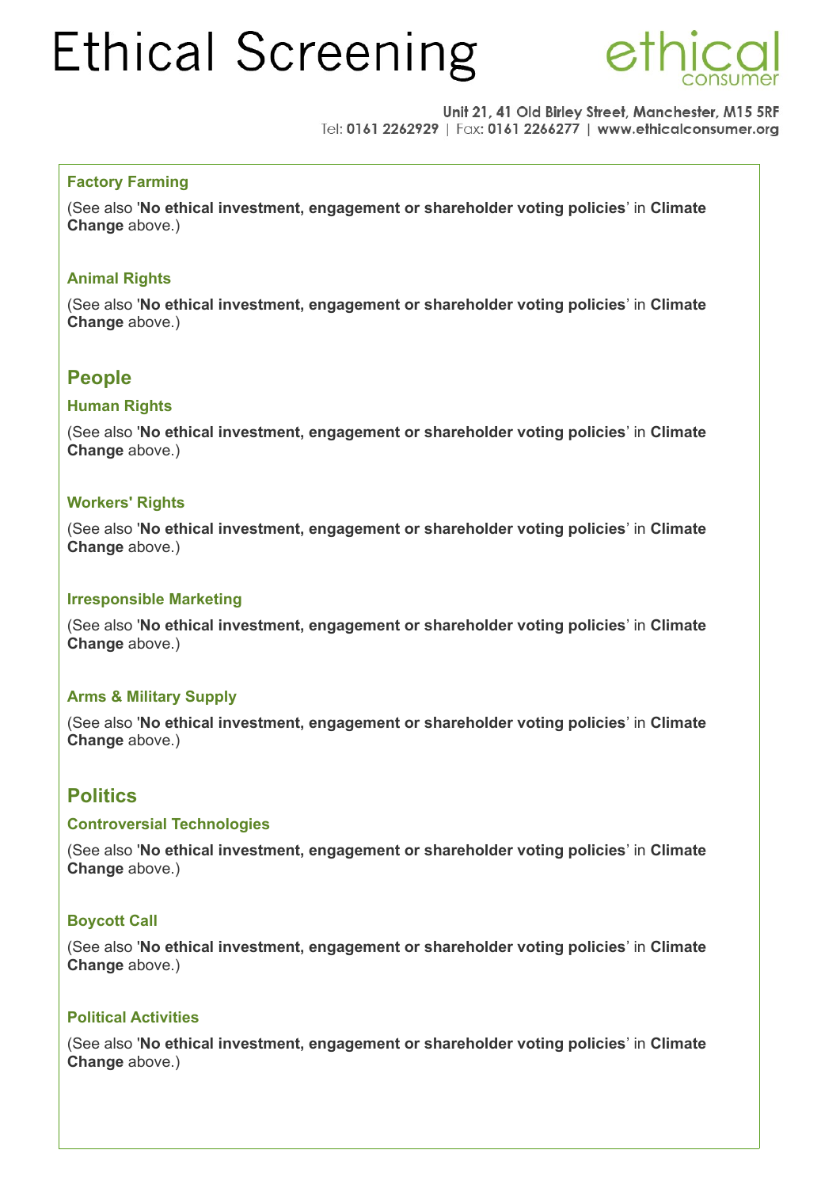### Factory Farming

(See also '**No ethical investment, engagement or shareholder voting policies**' in **Climate Change** above.)

### Animal Rights

(See also '**No ethical investment, engagement or shareholder voting policies**' in **Climate Change** above.)

## People

### Human Rights

(See also '**No ethical investment, engagement or shareholder voting policies**' in **Climate Change** above.)

### Workers' Rights

(See also '**No ethical investment, engagement or shareholder voting policies**' in **Climate Change** above.)

### Irresponsible Marketing

(See also '**No ethical investment, engagement or shareholder voting policies**' in **Climate Change** above.)

### Arms & Military Supply

(See also '**No ethical investment, engagement or shareholder voting policies**' in **Climate Change** above.)

## Politics

### Controversial Technologies

(See also '**No ethical investment, engagement or shareholder voting policies**' in **Climate Change** above.)

### Boycott Call

(See also '**No ethical investment, engagement or shareholder voting policies**' in **Climate Change** above.)

### Political Activities

(See also '**No ethical investment, engagement or shareholder voting policies**' in **Climate Change** above.)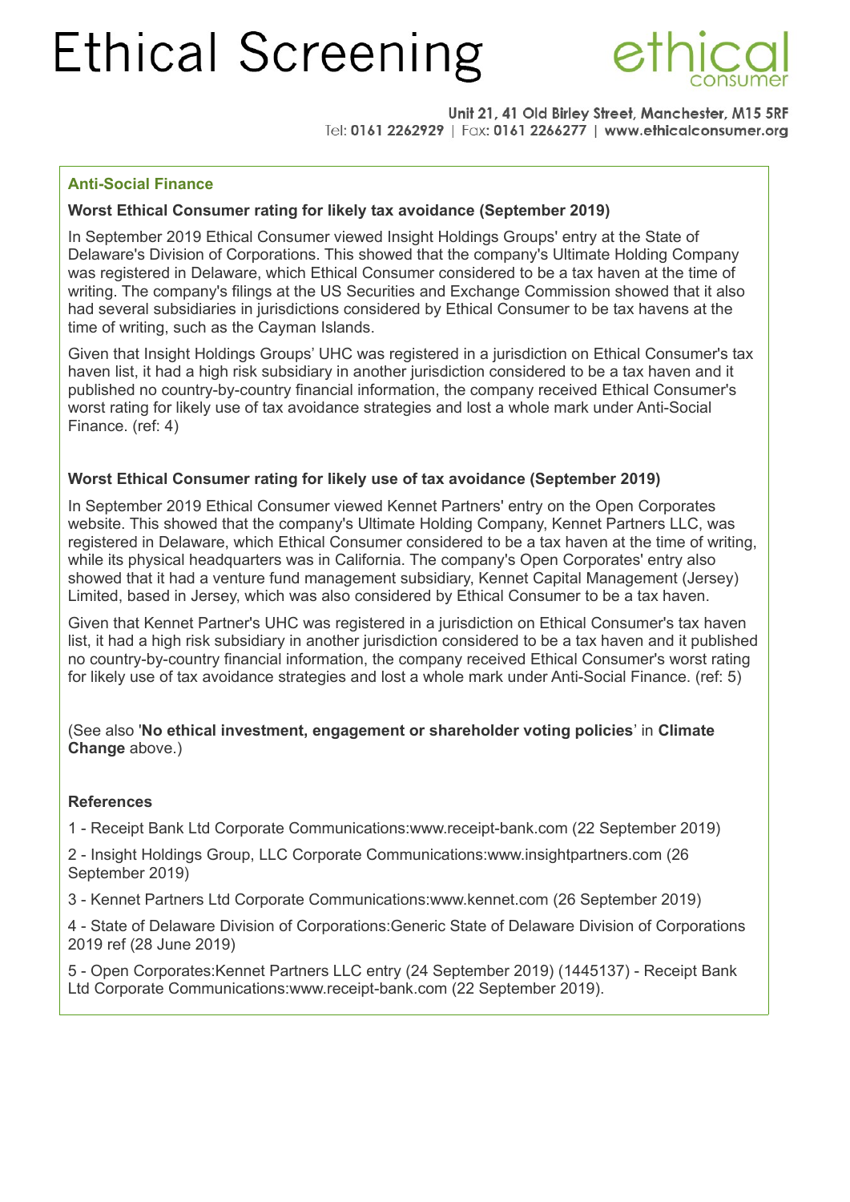# Ethical Screening

Unit 21, 41 Old Birley Street, Manchester, M15 5RF
Tel: **0161 2262929** | Fax: **0161 2266277** | **www.ethicalconsumer.org**

## Anti-Social Finance

**Worst Ethical Consumer rating for likely tax avoidance (September 2019)**

In September 2019 Ethical Consumer viewed Insight Holdings Groups' entry at the State of Delaware's Division of Corporations. This showed that the company's Ultimate Holding Company was registered in Delaware, which Ethical Consumer considered to be a tax haven at the time of writing. The company's filings at the US Securities and Exchange Commission showed that it also had several subsidiaries in jurisdictions considered by Ethical Consumer to be tax havens at the time of writing, such as the Cayman Islands.

Given that Insight Holdings Groups' UHC was registered in a jurisdiction on Ethical Consumer's tax haven list, it had a high risk subsidiary in another jurisdiction considered to be a tax haven and it published no country-by-country financial information, the company received Ethical Consumer's worst rating for likely use of tax avoidance strategies and lost a whole mark under Anti-Social Finance. (ref: 4)

**Worst Ethical Consumer rating for likely use of tax avoidance (September 2019)**

In September 2019 Ethical Consumer viewed Kennet Partners' entry on the Open Corporates website. This showed that the company's Ultimate Holding Company, Kennet Partners LLC, was registered in Delaware, which Ethical Consumer considered to be a tax haven at the time of writing, while its physical headquarters was in California. The company's Open Corporates' entry also showed that it had a venture fund management subsidiary, Kennet Capital Management (Jersey) Limited, based in Jersey, which was also considered by Ethical Consumer to be a tax haven.

Given that Kennet Partner's UHC was registered in a jurisdiction on Ethical Consumer's tax haven list, it had a high risk subsidiary in another jurisdiction considered to be a tax haven and it published no country-by-country financial information, the company received Ethical Consumer's worst rating for likely use of tax avoidance strategies and lost a whole mark under Anti-Social Finance. (ref: 5)

(See also '**No ethical investment, engagement or shareholder voting policies**' in **Climate Change** above.)

**References**

1 - Receipt Bank Ltd Corporate Communications:www.receipt-bank.com (22 September 2019)

2 - Insight Holdings Group, LLC Corporate Communications:www.insightpartners.com (26 September 2019)

3 - Kennet Partners Ltd Corporate Communications:www.kennet.com (26 September 2019)

4 - State of Delaware Division of Corporations:Generic State of Delaware Division of Corporations 2019 ref (28 June 2019)

5 - Open Corporates:Kennet Partners LLC entry (24 September 2019) (1445137) - Receipt Bank Ltd Corporate Communications:www.receipt-bank.com (22 September 2019).